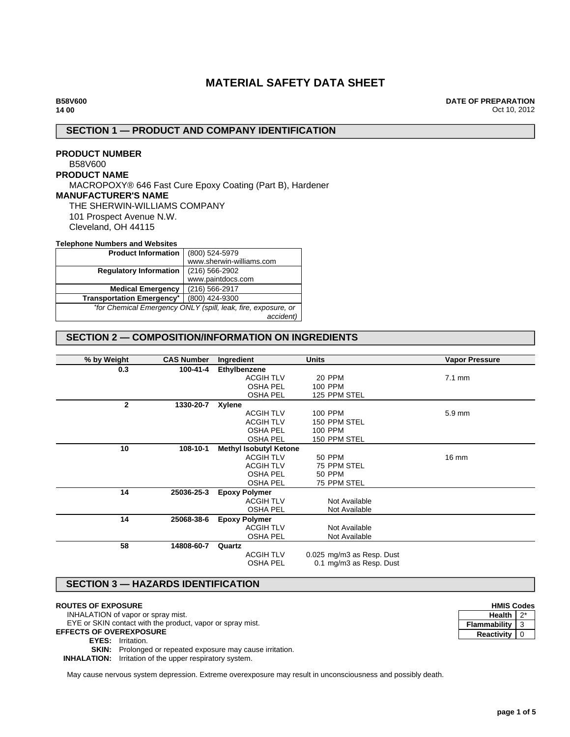# MATERIAL SAFETY DATA SHEET

**B58V600**
**14 00**

**DATE OF PREPARATION**
Oct 10, 2012

## SECTION 1 — PRODUCT AND COMPANY IDENTIFICATION

**PRODUCT NUMBER**
B58V600

**PRODUCT NAME**
MACROPOXY® 646 Fast Cure Epoxy Coating (Part B), Hardener

**MANUFACTURER'S NAME**
THE SHERWIN-WILLIAMS COMPANY
101 Prospect Avenue N.W.
Cleveland, OH 44115

**Telephone Numbers and Websites**

| | |
|---|---|
| **Product Information** | (800) 524-5979<br>www.sherwin-williams.com |
| **Regulatory Information** | (216) 566-2902<br>www.paintdocs.com |
| **Medical Emergency** | (216) 566-2917 |
| **Transportation Emergency*** | (800) 424-9300 |

*\*for Chemical Emergency ONLY (spill, leak, fire, exposure, or accident)*

## SECTION 2 — COMPOSITION/INFORMATION ON INGREDIENTS

| % by Weight | CAS Number | Ingredient | Units | Vapor Pressure |
|---|---|---|---|---|
| 0.3 | 100-41-4 | **Ethylbenzene** | | |
| | | ACGIH TLV | 20 PPM | 7.1 mm |
| | | OSHA PEL | 100 PPM | |
| | | OSHA PEL | 125 PPM STEL | |
| 2 | 1330-20-7 | **Xylene** | | |
| | | ACGIH TLV | 100 PPM | 5.9 mm |
| | | ACGIH TLV | 150 PPM STEL | |
| | | OSHA PEL | 100 PPM | |
| | | OSHA PEL | 150 PPM STEL | |
| 10 | 108-10-1 | **Methyl Isobutyl Ketone** | | |
| | | ACGIH TLV | 50 PPM | 16 mm |
| | | ACGIH TLV | 75 PPM STEL | |
| | | OSHA PEL | 50 PPM | |
| | | OSHA PEL | 75 PPM STEL | |
| 14 | 25036-25-3 | **Epoxy Polymer** | | |
| | | ACGIH TLV | Not Available | |
| | | OSHA PEL | Not Available | |
| 14 | 25068-38-6 | **Epoxy Polymer** | | |
| | | ACGIH TLV | Not Available | |
| | | OSHA PEL | Not Available | |
| 58 | 14808-60-7 | **Quartz** | | |
| | | ACGIH TLV | 0.025 mg/m3 as Resp. Dust | |
| | | OSHA PEL | 0.1 mg/m3 as Resp. Dust | |

## SECTION 3 — HAZARDS IDENTIFICATION

**ROUTES OF EXPOSURE**
INHALATION of vapor or spray mist.
EYE or SKIN contact with the product, vapor or spray mist.

**EFFECTS OF OVEREXPOSURE**
**EYES:** Irritation.
**SKIN:** Prolonged or repeated exposure may cause irritation.
**INHALATION:** Irritation of the upper respiratory system.

**HMIS Codes**

| | |
|---|---|
| **Health** | 2* |
| **Flammability** | 3 |
| **Reactivity** | 0 |

May cause nervous system depression. Extreme overexposure may result in unconsciousness and possibly death.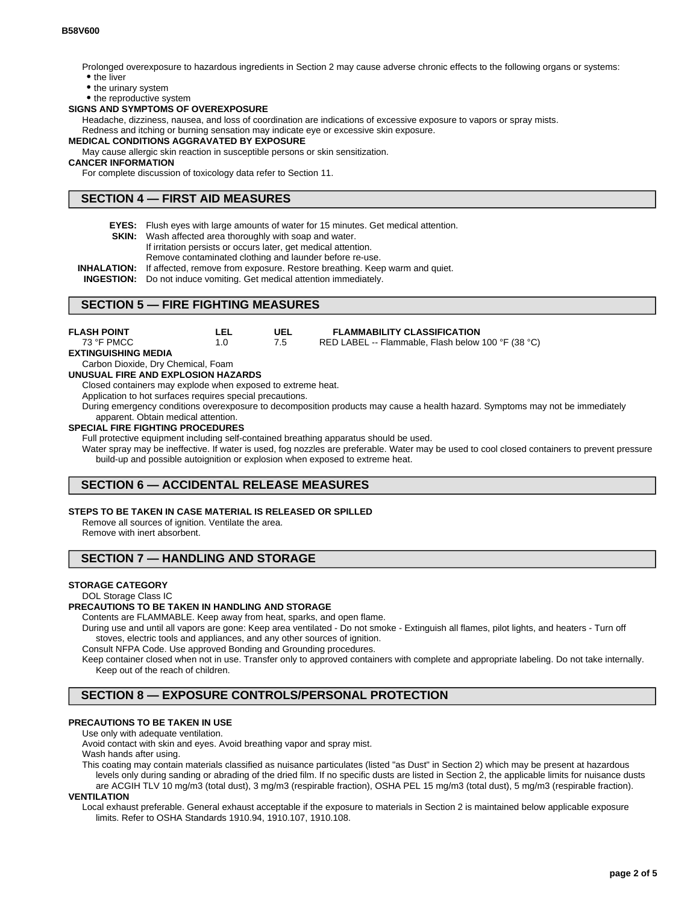Prolonged overexposure to hazardous ingredients in Section 2 may cause adverse chronic effects to the following organs or systems:

- the liver
- the urinary system
- the reproductive system

**SIGNS AND SYMPTOMS OF OVEREXPOSURE**

Headache, dizziness, nausea, and loss of coordination are indications of excessive exposure to vapors or spray mists.
Redness and itching or burning sensation may indicate eye or excessive skin exposure.

**MEDICAL CONDITIONS AGGRAVATED BY EXPOSURE**

May cause allergic skin reaction in susceptible persons or skin sensitization.

**CANCER INFORMATION**

For complete discussion of toxicology data refer to Section 11.

## SECTION 4 — FIRST AID MEASURES

**EYES:** Flush eyes with large amounts of water for 15 minutes. Get medical attention.

**SKIN:** Wash affected area thoroughly with soap and water.
If irritation persists or occurs later, get medical attention.
Remove contaminated clothing and launder before re-use.

**INHALATION:** If affected, remove from exposure. Restore breathing. Keep warm and quiet.

**INGESTION:** Do not induce vomiting. Get medical attention immediately.

## SECTION 5 — FIRE FIGHTING MEASURES

| FLASH POINT | LEL | UEL | FLAMMABILITY CLASSIFICATION |
|---|---|---|---|
| 73 °F PMCC | 1.0 | 7.5 | RED LABEL -- Flammable, Flash below 100 °F (38 °C) |

**EXTINGUISHING MEDIA**

Carbon Dioxide, Dry Chemical, Foam

**UNUSUAL FIRE AND EXPLOSION HAZARDS**

Closed containers may explode when exposed to extreme heat.
Application to hot surfaces requires special precautions.
During emergency conditions overexposure to decomposition products may cause a health hazard. Symptoms may not be immediately apparent. Obtain medical attention.

**SPECIAL FIRE FIGHTING PROCEDURES**

Full protective equipment including self-contained breathing apparatus should be used.
Water spray may be ineffective. If water is used, fog nozzles are preferable. Water may be used to cool closed containers to prevent pressure build-up and possible autoignition or explosion when exposed to extreme heat.

## SECTION 6 — ACCIDENTAL RELEASE MEASURES

**STEPS TO BE TAKEN IN CASE MATERIAL IS RELEASED OR SPILLED**

Remove all sources of ignition. Ventilate the area.
Remove with inert absorbent.

## SECTION 7 — HANDLING AND STORAGE

**STORAGE CATEGORY**

DOL Storage Class IC

**PRECAUTIONS TO BE TAKEN IN HANDLING AND STORAGE**

Contents are FLAMMABLE. Keep away from heat, sparks, and open flame.
During use and until all vapors are gone: Keep area ventilated - Do not smoke - Extinguish all flames, pilot lights, and heaters - Turn off stoves, electric tools and appliances, and any other sources of ignition.
Consult NFPA Code. Use approved Bonding and Grounding procedures.
Keep container closed when not in use. Transfer only to approved containers with complete and appropriate labeling. Do not take internally. Keep out of the reach of children.

## SECTION 8 — EXPOSURE CONTROLS/PERSONAL PROTECTION

**PRECAUTIONS TO BE TAKEN IN USE**

Use only with adequate ventilation.
Avoid contact with skin and eyes. Avoid breathing vapor and spray mist.
Wash hands after using.
This coating may contain materials classified as nuisance particulates (listed "as Dust" in Section 2) which may be present at hazardous levels only during sanding or abrading of the dried film. If no specific dusts are listed in Section 2, the applicable limits for nuisance dusts are ACGIH TLV 10 mg/m3 (total dust), 3 mg/m3 (respirable fraction), OSHA PEL 15 mg/m3 (total dust), 5 mg/m3 (respirable fraction).

**VENTILATION**

Local exhaust preferable. General exhaust acceptable if the exposure to materials in Section 2 is maintained below applicable exposure limits. Refer to OSHA Standards 1910.94, 1910.107, 1910.108.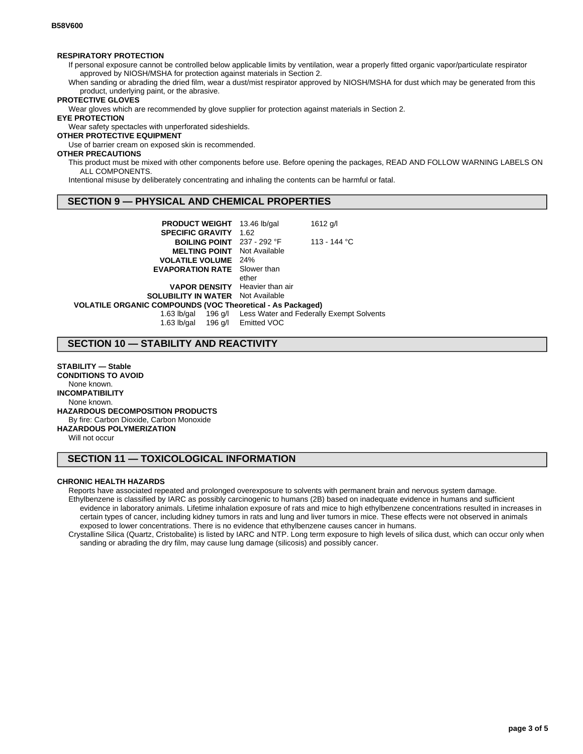**RESPIRATORY PROTECTION**

If personal exposure cannot be controlled below applicable limits by ventilation, wear a properly fitted organic vapor/particulate respirator approved by NIOSH/MSHA for protection against materials in Section 2.

When sanding or abrading the dried film, wear a dust/mist respirator approved by NIOSH/MSHA for dust which may be generated from this product, underlying paint, or the abrasive.

**PROTECTIVE GLOVES**

Wear gloves which are recommended by glove supplier for protection against materials in Section 2.

**EYE PROTECTION**

Wear safety spectacles with unperforated sideshields.

**OTHER PROTECTIVE EQUIPMENT**

Use of barrier cream on exposed skin is recommended.

**OTHER PRECAUTIONS**

This product must be mixed with other components before use. Before opening the packages, READ AND FOLLOW WARNING LABELS ON ALL COMPONENTS.

Intentional misuse by deliberately concentrating and inhaling the contents can be harmful or fatal.

## SECTION 9 — PHYSICAL AND CHEMICAL PROPERTIES

| | | |
|---|---|---|
| **PRODUCT WEIGHT** | 13.46 lb/gal | 1612 g/l |
| **SPECIFIC GRAVITY** | 1.62 | |
| **BOILING POINT** | 237 - 292 °F | 113 - 144 °C |
| **MELTING POINT** | Not Available | |
| **VOLATILE VOLUME** | 24% | |
| **EVAPORATION RATE** | Slower than ether | |
| **VAPOR DENSITY** | Heavier than air | |
| **SOLUBILITY IN WATER** | Not Available | |

**VOLATILE ORGANIC COMPOUNDS (VOC Theoretical - As Packaged)**

| | | |
|---|---|---|
| 1.63 lb/gal | 196 g/l | Less Water and Federally Exempt Solvents |
| 1.63 lb/gal | 196 g/l | Emitted VOC |

## SECTION 10 — STABILITY AND REACTIVITY

**STABILITY — Stable**

**CONDITIONS TO AVOID**

None known.

**INCOMPATIBILITY**

None known.

**HAZARDOUS DECOMPOSITION PRODUCTS**

By fire: Carbon Dioxide, Carbon Monoxide

**HAZARDOUS POLYMERIZATION**

Will not occur

## SECTION 11 — TOXICOLOGICAL INFORMATION

**CHRONIC HEALTH HAZARDS**

Reports have associated repeated and prolonged overexposure to solvents with permanent brain and nervous system damage.

Ethylbenzene is classified by IARC as possibly carcinogenic to humans (2B) based on inadequate evidence in humans and sufficient evidence in laboratory animals. Lifetime inhalation exposure of rats and mice to high ethylbenzene concentrations resulted in increases in certain types of cancer, including kidney tumors in rats and lung and liver tumors in mice. These effects were not observed in animals exposed to lower concentrations. There is no evidence that ethylbenzene causes cancer in humans.

Crystalline Silica (Quartz, Cristobalite) is listed by IARC and NTP. Long term exposure to high levels of silica dust, which can occur only when sanding or abrading the dry film, may cause lung damage (silicosis) and possibly cancer.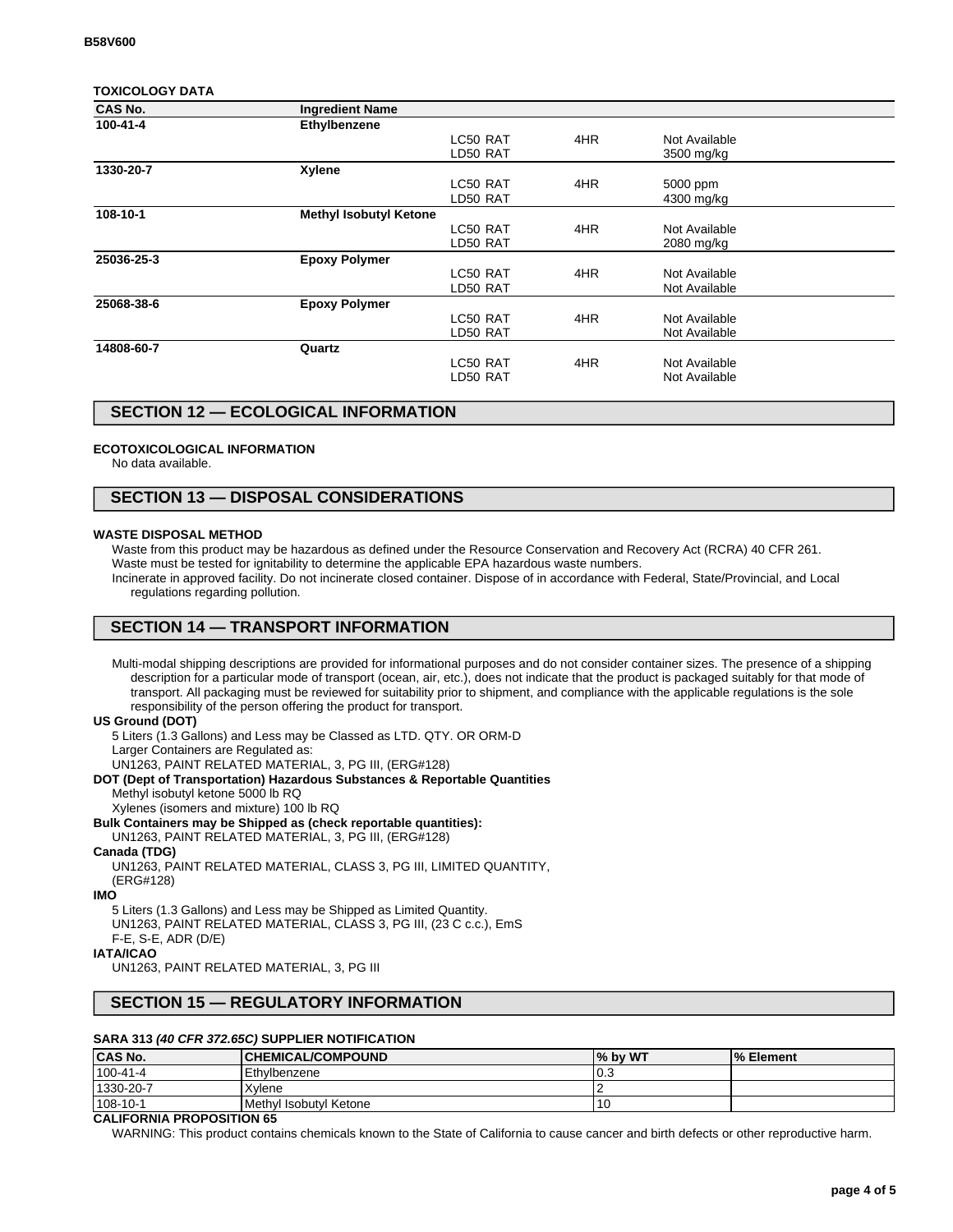B58V600

**TOXICOLOGY DATA**

| CAS No. | Ingredient Name | | | |
|---|---|---|---|---|
| 100-41-4 | **Ethylbenzene** | | | |
| | | LC50 RAT | 4HR | Not Available |
| | | LD50 RAT | | 3500 mg/kg |
| 1330-20-7 | **Xylene** | | | |
| | | LC50 RAT | 4HR | 5000 ppm |
| | | LD50 RAT | | 4300 mg/kg |
| 108-10-1 | **Methyl Isobutyl Ketone** | | | |
| | | LC50 RAT | 4HR | Not Available |
| | | LD50 RAT | | 2080 mg/kg |
| 25036-25-3 | **Epoxy Polymer** | | | |
| | | LC50 RAT | 4HR | Not Available |
| | | LD50 RAT | | Not Available |
| 25068-38-6 | **Epoxy Polymer** | | | |
| | | LC50 RAT | 4HR | Not Available |
| | | LD50 RAT | | Not Available |
| 14808-60-7 | **Quartz** | | | |
| | | LC50 RAT | 4HR | Not Available |
| | | LD50 RAT | | Not Available |

## SECTION 12 — ECOLOGICAL INFORMATION

**ECOTOXICOLOGICAL INFORMATION**

No data available.

## SECTION 13 — DISPOSAL CONSIDERATIONS

**WASTE DISPOSAL METHOD**

Waste from this product may be hazardous as defined under the Resource Conservation and Recovery Act (RCRA) 40 CFR 261.
Waste must be tested for ignitability to determine the applicable EPA hazardous waste numbers.
Incinerate in approved facility. Do not incinerate closed container. Dispose of in accordance with Federal, State/Provincial, and Local regulations regarding pollution.

## SECTION 14 — TRANSPORT INFORMATION

Multi-modal shipping descriptions are provided for informational purposes and do not consider container sizes. The presence of a shipping description for a particular mode of transport (ocean, air, etc.), does not indicate that the product is packaged suitably for that mode of transport. All packaging must be reviewed for suitability prior to shipment, and compliance with the applicable regulations is the sole responsibility of the person offering the product for transport.

**US Ground (DOT)**

5 Liters (1.3 Gallons) and Less may be Classed as LTD. QTY. OR ORM-D
Larger Containers are Regulated as:
UN1263, PAINT RELATED MATERIAL, 3, PG III, (ERG#128)

**DOT (Dept of Transportation) Hazardous Substances & Reportable Quantities**

Methyl isobutyl ketone 5000 lb RQ
Xylenes (isomers and mixture) 100 lb RQ

**Bulk Containers may be Shipped as (check reportable quantities):**

UN1263, PAINT RELATED MATERIAL, 3, PG III, (ERG#128)

**Canada (TDG)**

UN1263, PAINT RELATED MATERIAL, CLASS 3, PG III, LIMITED QUANTITY, (ERG#128)

**IMO**

5 Liters (1.3 Gallons) and Less may be Shipped as Limited Quantity.
UN1263, PAINT RELATED MATERIAL, CLASS 3, PG III, (23 C c.c.), EmS F-E, S-E, ADR (D/E)

**IATA/ICAO**

UN1263, PAINT RELATED MATERIAL, 3, PG III

## SECTION 15 — REGULATORY INFORMATION

**SARA 313 *(40 CFR 372.65C)* SUPPLIER NOTIFICATION**

| CAS No. | CHEMICAL/COMPOUND | % by WT | % Element |
|---|---|---|---|
| 100-41-4 | Ethylbenzene | 0.3 | |
| 1330-20-7 | Xylene | 2 | |
| 108-10-1 | Methyl Isobutyl Ketone | 10 | |

**CALIFORNIA PROPOSITION 65**

WARNING: This product contains chemicals known to the State of California to cause cancer and birth defects or other reproductive harm.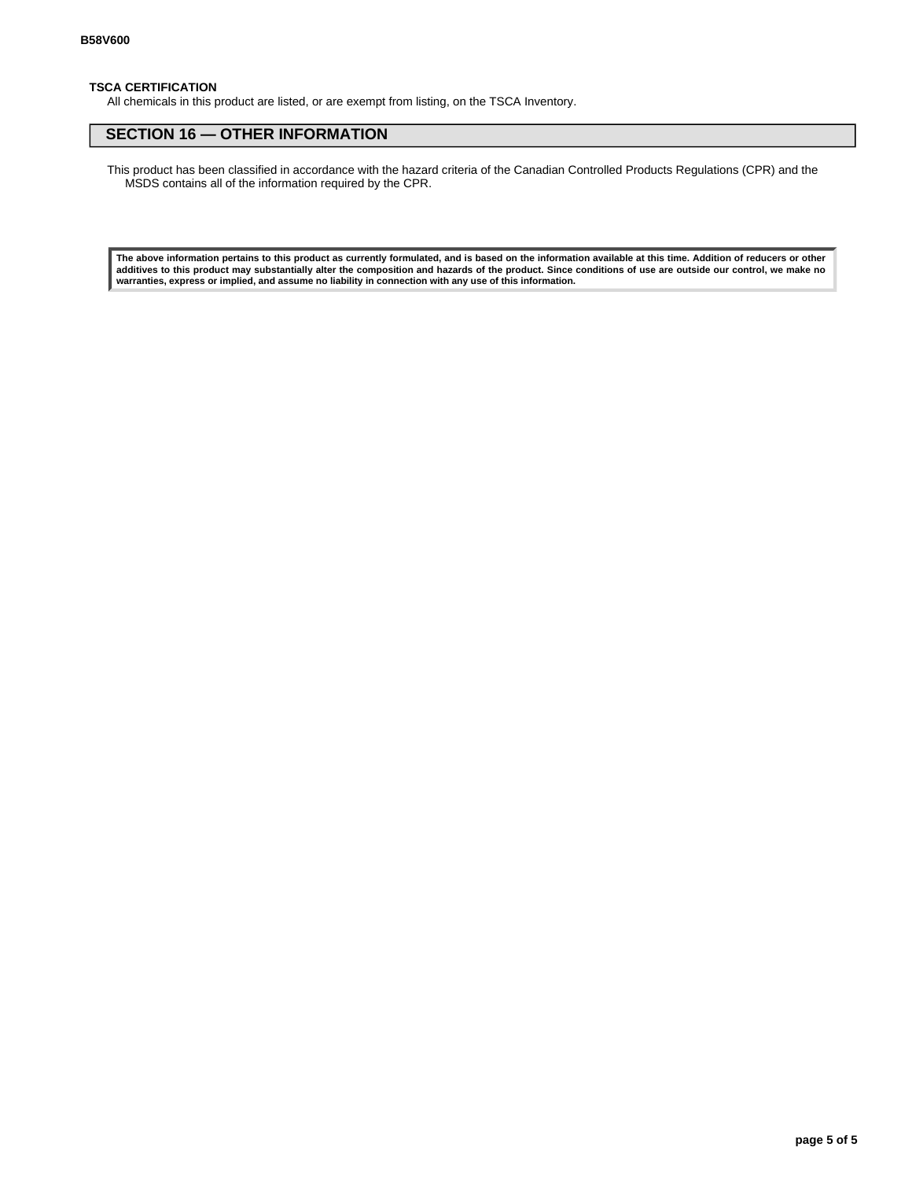**TSCA CERTIFICATION**

All chemicals in this product are listed, or are exempt from listing, on the TSCA Inventory.

## SECTION 16 — OTHER INFORMATION

This product has been classified in accordance with the hazard criteria of the Canadian Controlled Products Regulations (CPR) and the MSDS contains all of the information required by the CPR.

**The above information pertains to this product as currently formulated, and is based on the information available at this time. Addition of reducers or other additives to this product may substantially alter the composition and hazards of the product. Since conditions of use are outside our control, we make no warranties, express or implied, and assume no liability in connection with any use of this information.**